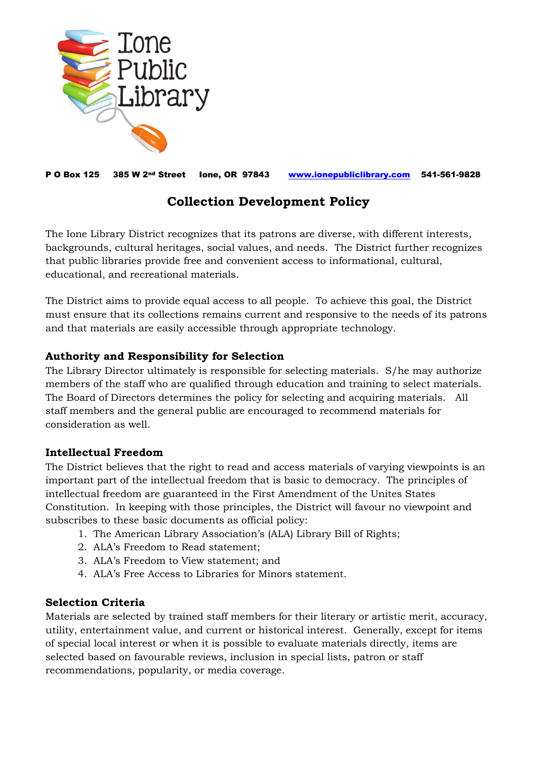Ione Public Library

**P O Box 125 385 W 2nd Street Ione, OR 97843 [www.ionepubliclibrary.com](http://www.ionepubliclibrary.com) 541-561-9828**

# Collection Development Policy

The Ione Library District recognizes that its patrons are diverse, with different interests, backgrounds, cultural heritages, social values, and needs. The District further recognizes that public libraries provide free and convenient access to informational, cultural, educational, and recreational materials.

The District aims to provide equal access to all people. To achieve this goal, the District must ensure that its collections remains current and responsive to the needs of its patrons and that materials are easily accessible through appropriate technology.

### Authority and Responsibility for Selection

The Library Director ultimately is responsible for selecting materials. S/he may authorize members of the staff who are qualified through education and training to select materials. The Board of Directors determines the policy for selecting and acquiring materials. All staff members and the general public are encouraged to recommend materials for consideration as well.

### Intellectual Freedom

The District believes that the right to read and access materials of varying viewpoints is an important part of the intellectual freedom that is basic to democracy. The principles of intellectual freedom are guaranteed in the First Amendment of the Unites States Constitution. In keeping with those principles, the District will favour no viewpoint and subscribes to these basic documents as official policy:

1. The American Library Association's (ALA) Library Bill of Rights;
2. ALA's Freedom to Read statement;
3. ALA's Freedom to View statement; and
4. ALA's Free Access to Libraries for Minors statement.

### Selection Criteria

Materials are selected by trained staff members for their literary or artistic merit, accuracy, utility, entertainment value, and current or historical interest. Generally, except for items of special local interest or when it is possible to evaluate materials directly, items are selected based on favourable reviews, inclusion in special lists, patron or staff recommendations, popularity, or media coverage.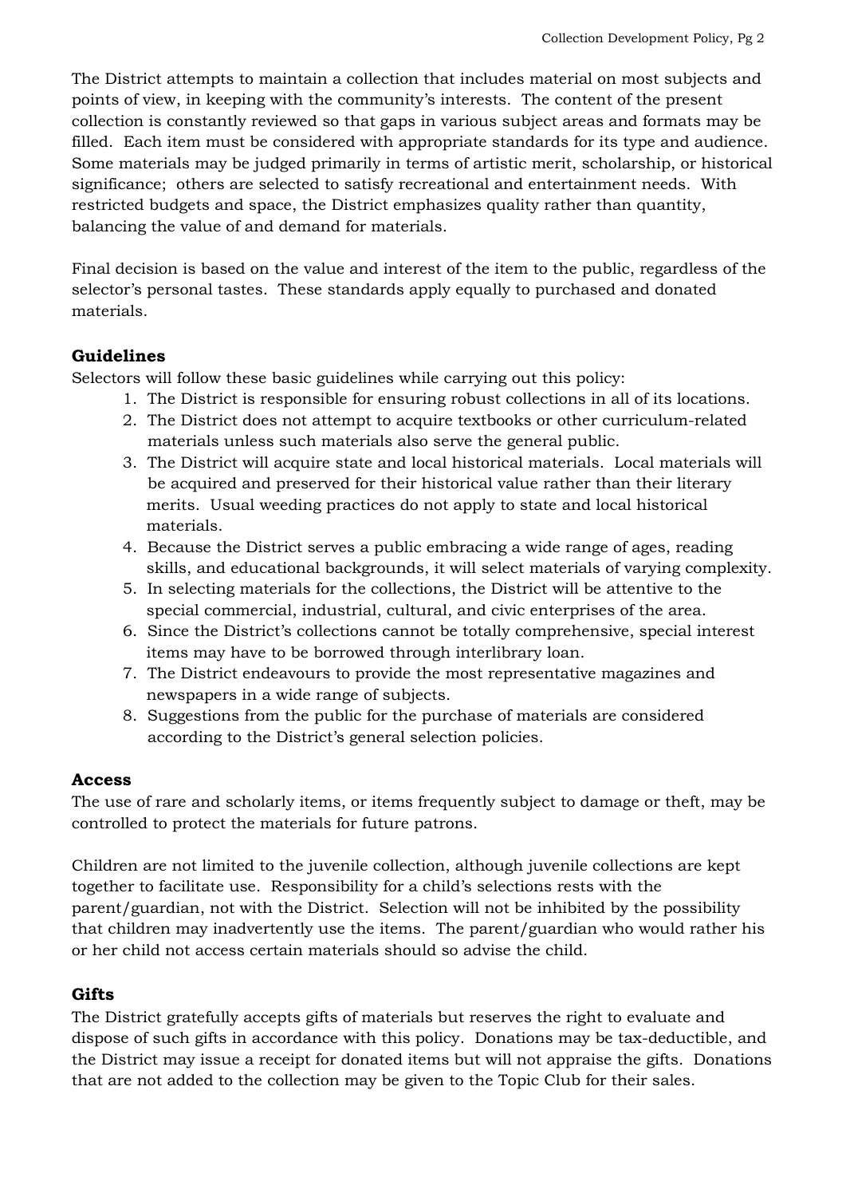The District attempts to maintain a collection that includes material on most subjects and points of view, in keeping with the community's interests. The content of the present collection is constantly reviewed so that gaps in various subject areas and formats may be filled. Each item must be considered with appropriate standards for its type and audience. Some materials may be judged primarily in terms of artistic merit, scholarship, or historical significance; others are selected to satisfy recreational and entertainment needs. With restricted budgets and space, the District emphasizes quality rather than quantity, balancing the value of and demand for materials.

Final decision is based on the value and interest of the item to the public, regardless of the selector's personal tastes. These standards apply equally to purchased and donated materials.

## Guidelines

Selectors will follow these basic guidelines while carrying out this policy:

1. The District is responsible for ensuring robust collections in all of its locations.
2. The District does not attempt to acquire textbooks or other curriculum-related materials unless such materials also serve the general public.
3. The District will acquire state and local historical materials. Local materials will be acquired and preserved for their historical value rather than their literary merits. Usual weeding practices do not apply to state and local historical materials.
4. Because the District serves a public embracing a wide range of ages, reading skills, and educational backgrounds, it will select materials of varying complexity.
5. In selecting materials for the collections, the District will be attentive to the special commercial, industrial, cultural, and civic enterprises of the area.
6. Since the District's collections cannot be totally comprehensive, special interest items may have to be borrowed through interlibrary loan.
7. The District endeavours to provide the most representative magazines and newspapers in a wide range of subjects.
8. Suggestions from the public for the purchase of materials are considered according to the District's general selection policies.

## Access

The use of rare and scholarly items, or items frequently subject to damage or theft, may be controlled to protect the materials for future patrons.

Children are not limited to the juvenile collection, although juvenile collections are kept together to facilitate use. Responsibility for a child's selections rests with the parent/guardian, not with the District. Selection will not be inhibited by the possibility that children may inadvertently use the items. The parent/guardian who would rather his or her child not access certain materials should so advise the child.

## Gifts

The District gratefully accepts gifts of materials but reserves the right to evaluate and dispose of such gifts in accordance with this policy. Donations may be tax-deductible, and the District may issue a receipt for donated items but will not appraise the gifts. Donations that are not added to the collection may be given to the Topic Club for their sales.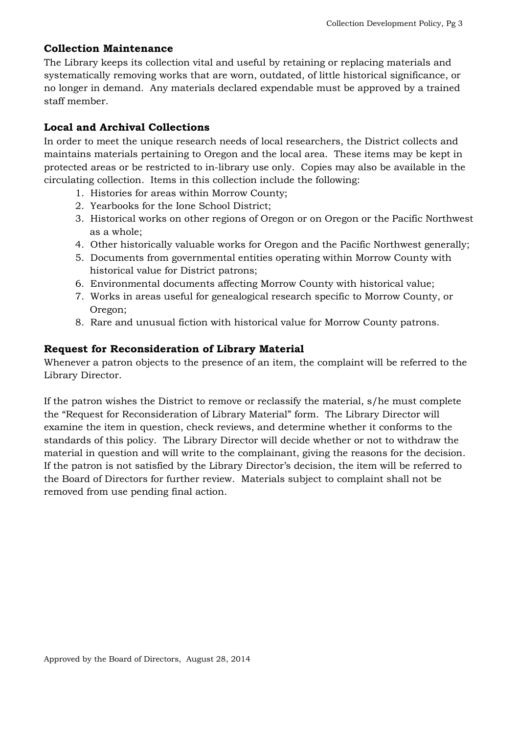## Collection Maintenance

The Library keeps its collection vital and useful by retaining or replacing materials and systematically removing works that are worn, outdated, of little historical significance, or no longer in demand. Any materials declared expendable must be approved by a trained staff member.

## Local and Archival Collections

In order to meet the unique research needs of local researchers, the District collects and maintains materials pertaining to Oregon and the local area. These items may be kept in protected areas or be restricted to in-library use only. Copies may also be available in the circulating collection. Items in this collection include the following:

1. Histories for areas within Morrow County;
2. Yearbooks for the Ione School District;
3. Historical works on other regions of Oregon or on Oregon or the Pacific Northwest as a whole;
4. Other historically valuable works for Oregon and the Pacific Northwest generally;
5. Documents from governmental entities operating within Morrow County with historical value for District patrons;
6. Environmental documents affecting Morrow County with historical value;
7. Works in areas useful for genealogical research specific to Morrow County, or Oregon;
8. Rare and unusual fiction with historical value for Morrow County patrons.

## Request for Reconsideration of Library Material

Whenever a patron objects to the presence of an item, the complaint will be referred to the Library Director.

If the patron wishes the District to remove or reclassify the material, s/he must complete the "Request for Reconsideration of Library Material" form. The Library Director will examine the item in question, check reviews, and determine whether it conforms to the standards of this policy. The Library Director will decide whether or not to withdraw the material in question and will write to the complainant, giving the reasons for the decision. If the patron is not satisfied by the Library Director's decision, the item will be referred to the Board of Directors for further review. Materials subject to complaint shall not be removed from use pending final action.

Approved by the Board of Directors, August 28, 2014